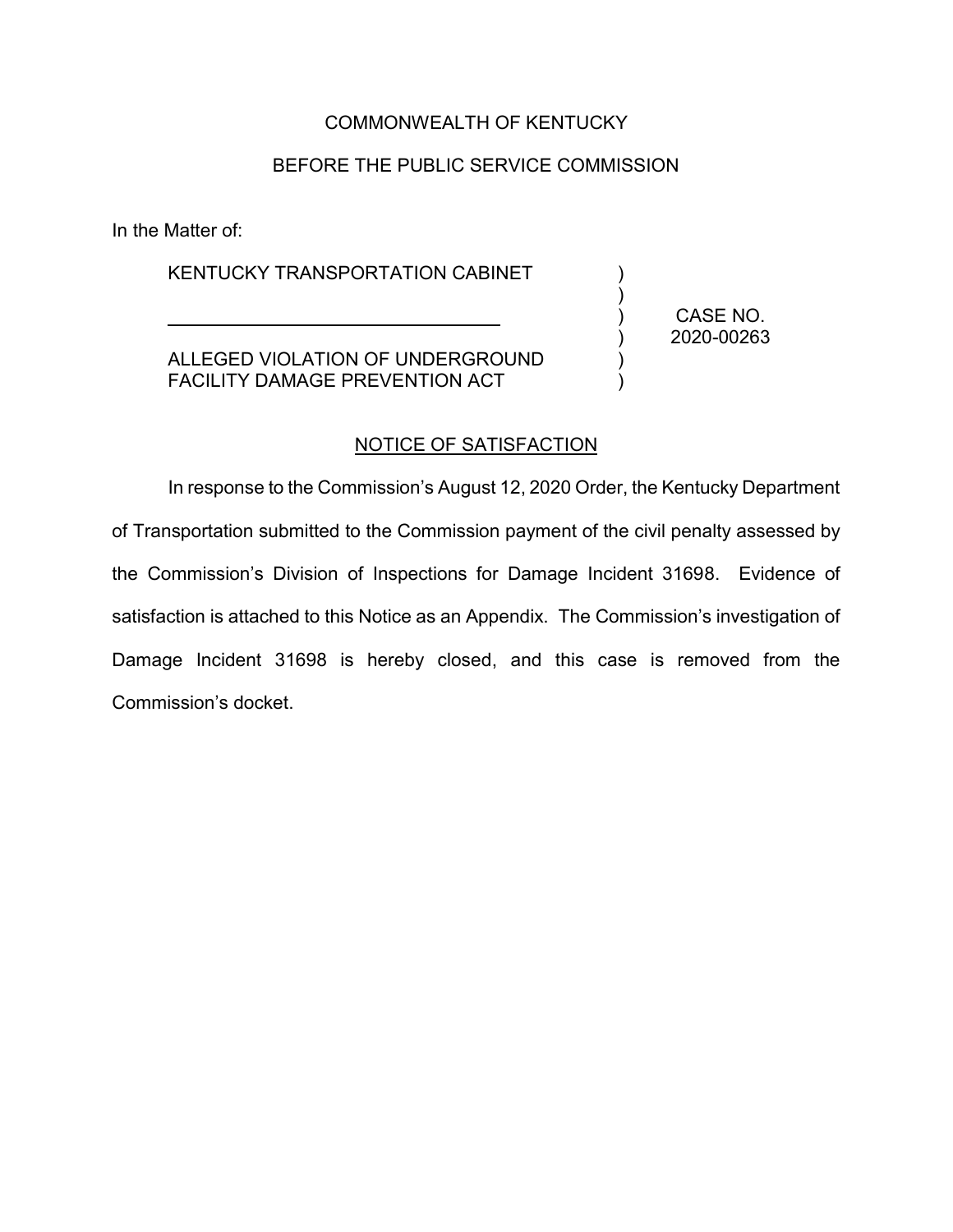COMMONWEALTH OF KENTUCKY

BEFORE THE PUBLIC SERVICE COMMISSION

In the Matter of:

KENTUCKY TRANSPORTATION CABINET

ALLEGED VIOLATION OF UNDERGROUND FACILITY DAMAGE PREVENTION ACT

CASE NO. 2020-00263

## NOTICE OF SATISFACTION

In response to the Commission's August 12, 2020 Order, the Kentucky Department of Transportation submitted to the Commission payment of the civil penalty assessed by the Commission's Division of Inspections for Damage Incident 31698. Evidence of satisfaction is attached to this Notice as an Appendix. The Commission's investigation of Damage Incident 31698 is hereby closed, and this case is removed from the Commission's docket.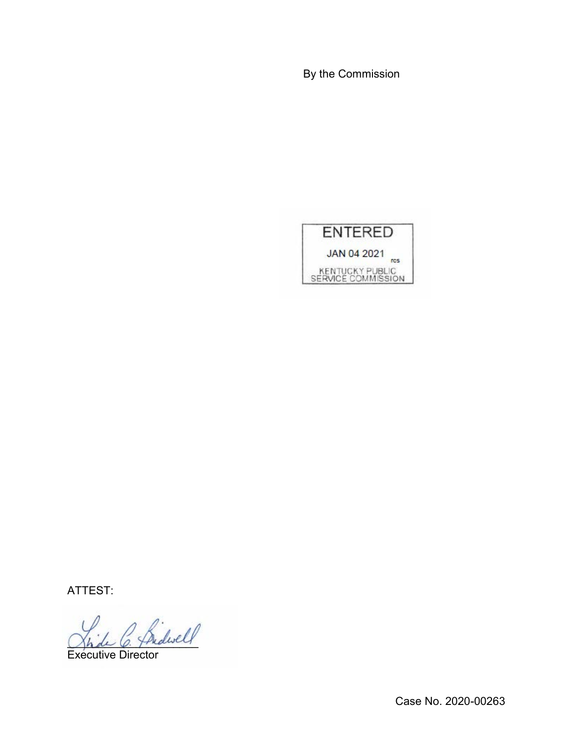By the Commission

ENTERED

JAN 04 2021

KENTUCKY PUBLIC SERVICE COMMISSION

ATTEST:

Executive Director

Case No. 2020-00263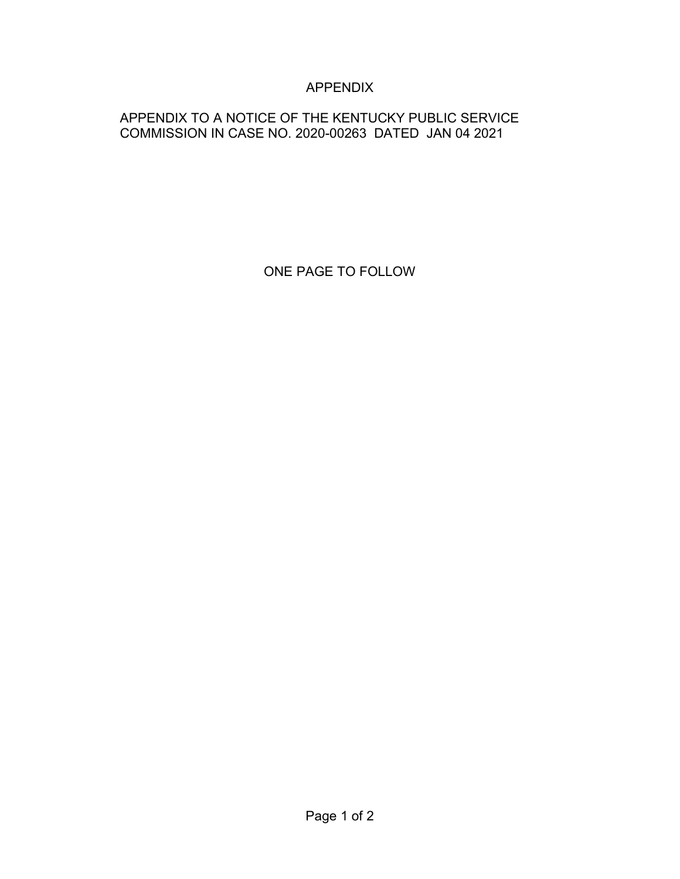# APPENDIX

APPENDIX TO A NOTICE OF THE KENTUCKY PUBLIC SERVICE COMMISSION IN CASE NO. 2020-00263 DATED JAN 04 2021

ONE PAGE TO FOLLOW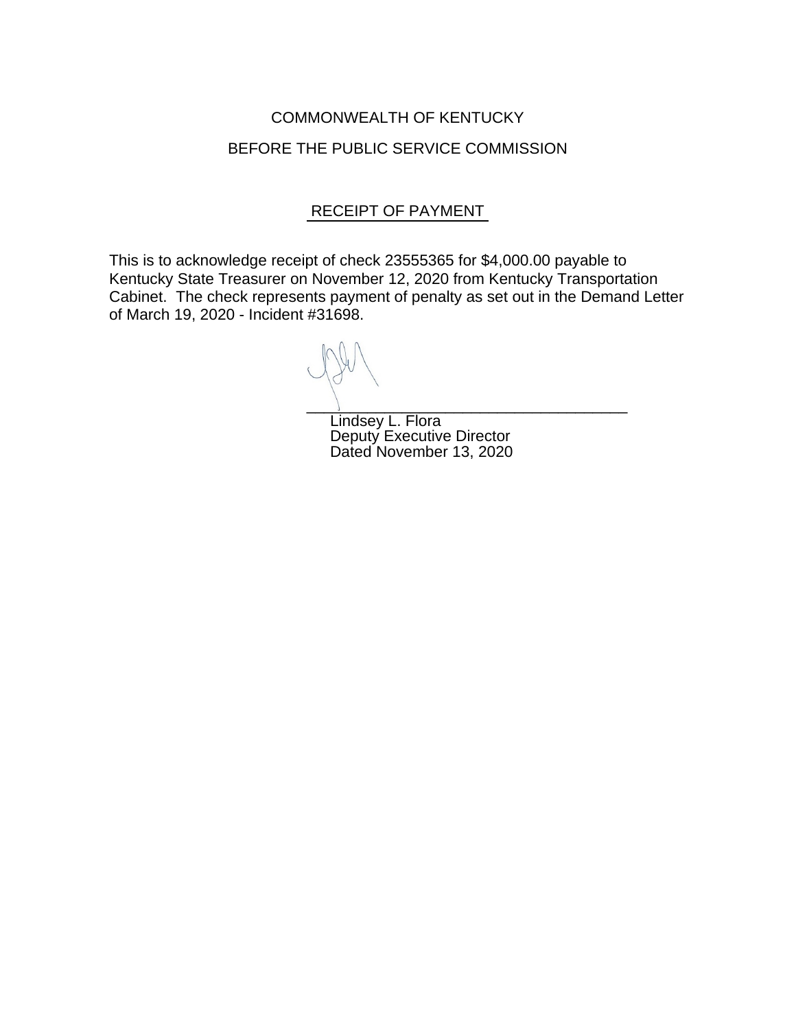COMMONWEALTH OF KENTUCKY

BEFORE THE PUBLIC SERVICE COMMISSION

## RECEIPT OF PAYMENT

This is to acknowledge receipt of check 23555365 for $4,000.00 payable to Kentucky State Treasurer on November 12, 2020 from Kentucky Transportation Cabinet. The check represents payment of penalty as set out in the Demand Letter of March 19, 2020 - Incident #31698.

\_\_\_\_\_\_\_\_\_\_\_\_\_\_\_\_\_\_\_\_\_\_\_\_\_\_\_\_\_\_\_\_\_\_\_\_\_\_\_\_

Lindsey L. Flora
Deputy Executive Director
Dated November 13, 2020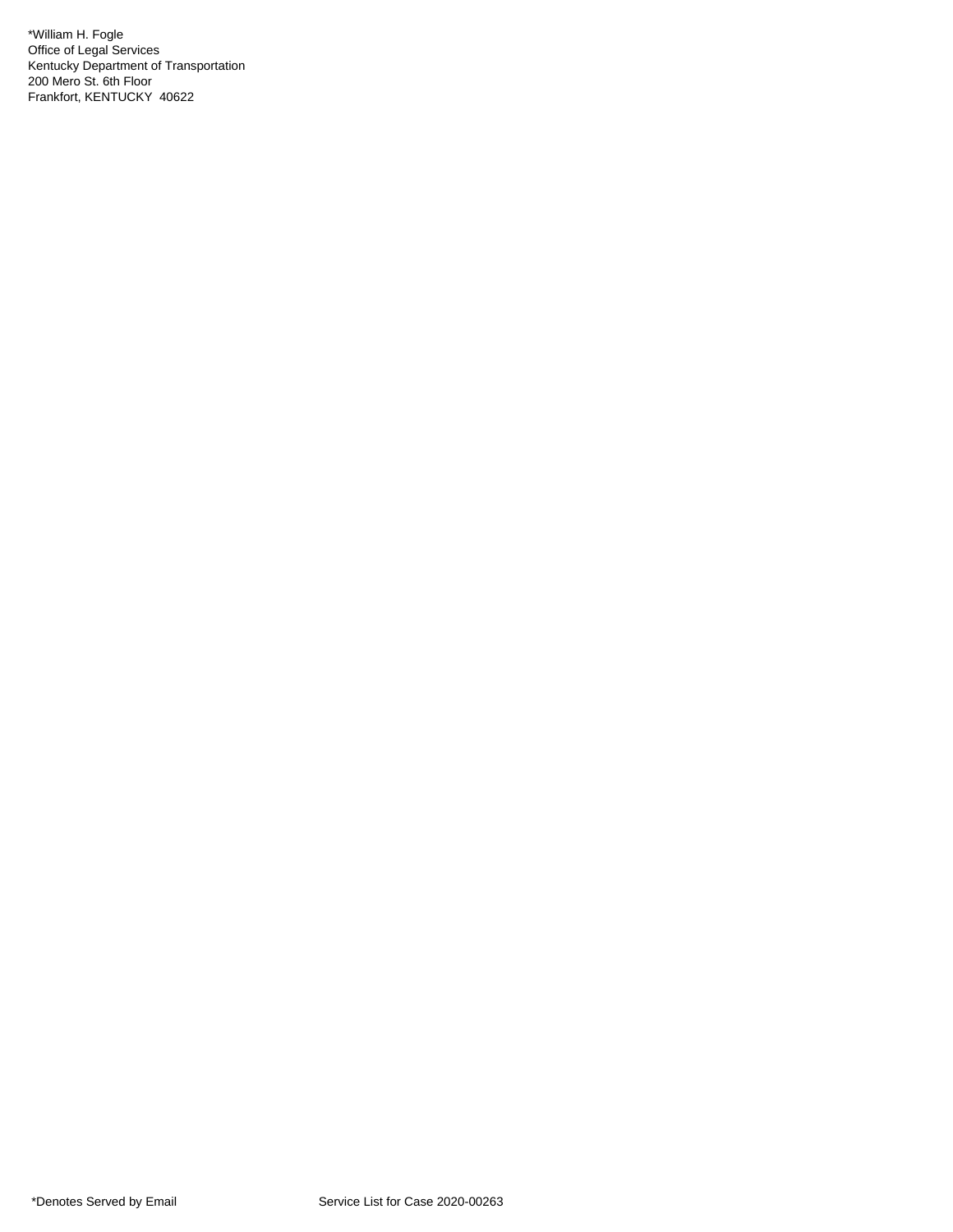*William H. Fogle
Office of Legal Services
Kentucky Department of Transportation
200 Mero St. 6th Floor
Frankfort, KENTUCKY  40622

*Denotes Served by Email

Service List for Case 2020-00263